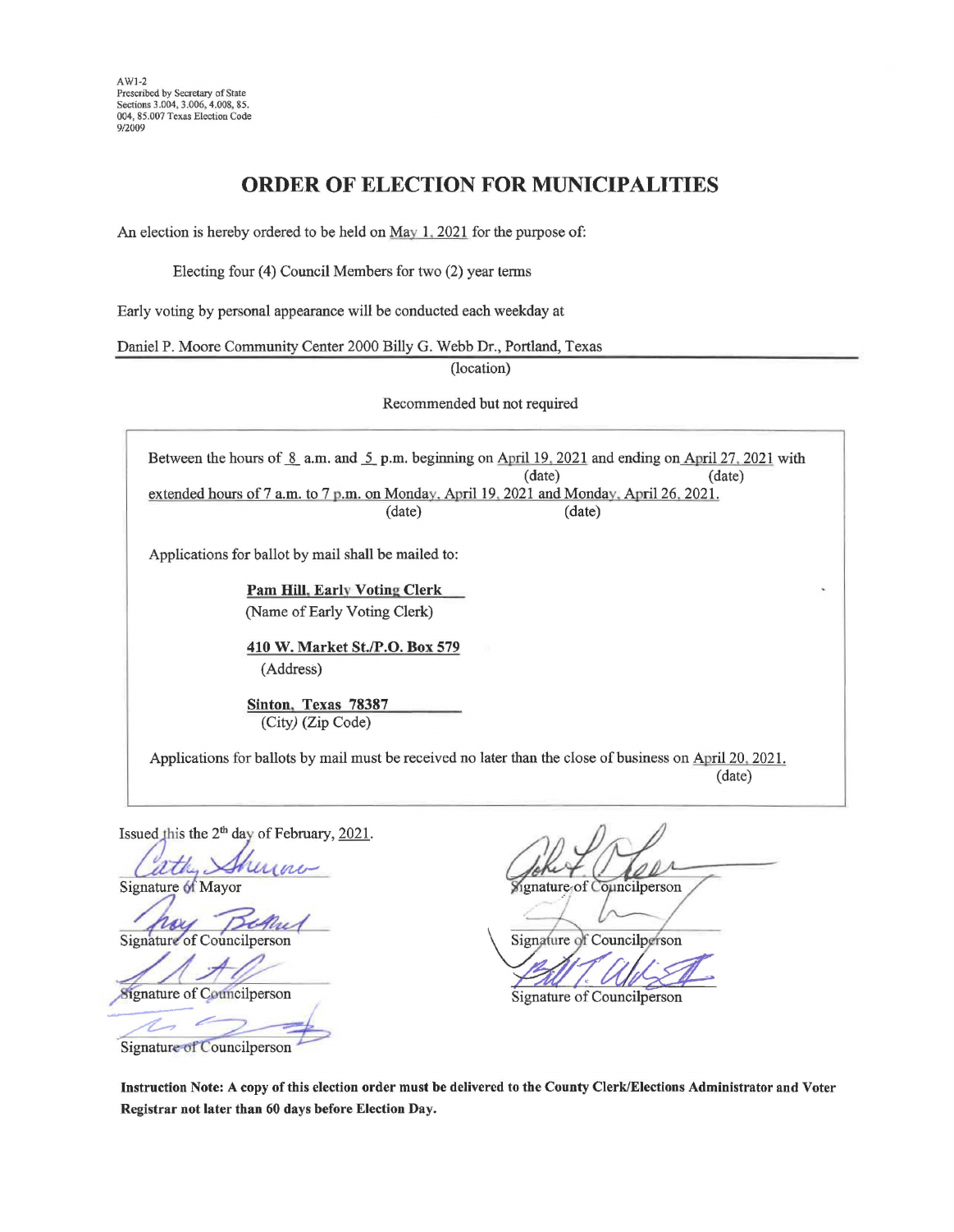AW1-2
Prescribed by Secretary of State
Sections 3.004, 3.006, 4.008, 85.004, 85.007 Texas Election Code
9/2009

# ORDER OF ELECTION FOR MUNICIPALITIES

An election is hereby ordered to be held on May 1, 2021 for the purpose of:

Electing four (4) Council Members for two (2) year terms

Early voting by personal appearance will be conducted each weekday at

Daniel P. Moore Community Center 2000 Billy G. Webb Dr., Portland, Texas
(location)

Recommended but not required

Between the hours of 8 a.m. and 5 p.m. beginning on April 19, 2021 (date) and ending on April 27, 2021 (date) with extended hours of 7 a.m. to 7 p.m. on Monday, April 19, 2021 (date) and Monday, April 26, 2021 (date).

Applications for ballot by mail shall be mailed to:

**Pam Hill, Early Voting Clerk**
(Name of Early Voting Clerk)

**410 W. Market St./P.O. Box 579**
(Address)

**Sinton, Texas 78387**
(City) (Zip Code)

Applications for ballots by mail must be received no later than the close of business on April 20, 2021.
(date)

Issued this the 2th day of February, 2021.

Signature of Mayor

Signature of Councilperson

Signature of Councilperson

Signature of Councilperson

Signature of Councilperson

Signature of Councilperson

Signature of Councilperson

**Instruction Note: A copy of this election order must be delivered to the County Clerk/Elections Administrator and Voter Registrar not later than 60 days before Election Day.**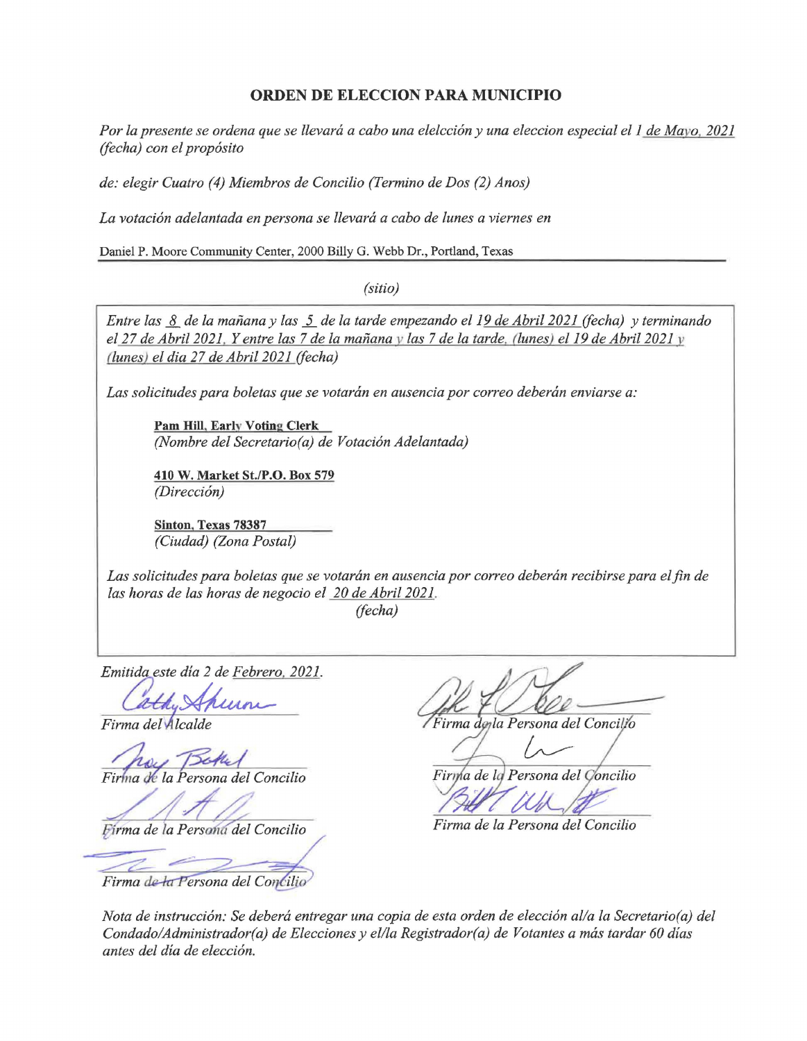# ORDEN DE ELECCION PARA MUNICIPIO

*Por la presente se ordena que se llevará a cabo una elelcción y una eleccion especial el 1 de Mayo, 2021 (fecha) con el propósito*

*de: elegir Cuatro (4) Miembros de Concilio (Termino de Dos (2) Anos)*

*La votación adelantada en persona se llevará a cabo de lunes a viernes en*

Daniel P. Moore Community Center, 2000 Billy G. Webb Dr., Portland, Texas

*(sitio)*

*Entre las 8 de la mañana y las 5 de la tarde empezando el 19 de Abril 2021 (fecha) y terminando el 27 de Abril 2021. Y entre las 7 de la mañana y las 7 de la tarde, (lunes) el 19 de Abril 2021 y (lunes) el dia 27 de Abril 2021 (fecha)*

*Las solicitudes para boletas que se votarán en ausencia por correo deberán enviarse a:*

**Pam Hill, Early Voting Clerk**
*(Nombre del Secretario(a) de Votación Adelantada)*

**410 W. Market St./P.O. Box 579**
*(Dirección)*

**Sinton, Texas 78387**
*(Ciudad) (Zona Postal)*

*Las solicitudes para boletas que se votarán en ausencia por correo deberán recibirse para el fin de las horas de las horas de negocio el 20 de Abril 2021.*
*(fecha)*

*Emitida este día 2 de Febrero, 2021.*

*Firma del Alcalde*

*Firma de la Persona del Concilio*

*Firma de la Persona del Concilio*

*Firma de la Persona del Concilio*

*Firma de la Persona del Concilio*

*Firma de la Persona del Concilio*

*Firma de la Persona del Concilio*

*Nota de instrucción: Se deberá entregar una copia de esta orden de elección al/a la Secretario(a) del Condado/Administrador(a) de Elecciones y el/la Registrador(a) de Votantes a más tardar 60 días antes del día de elección.*